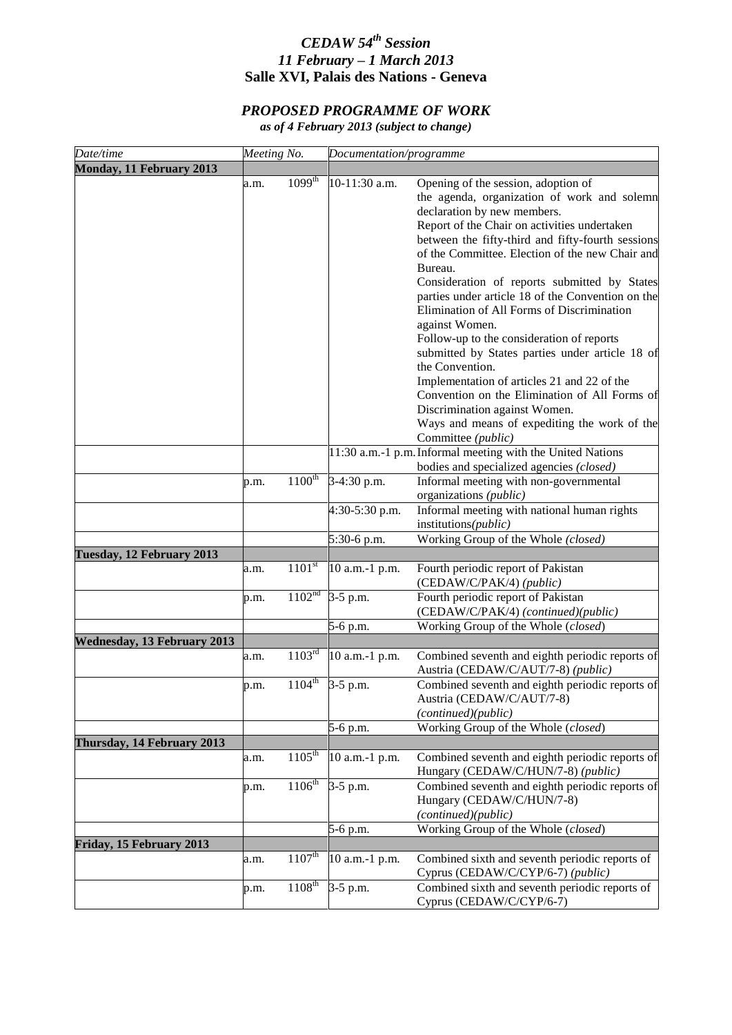# *CEDAW 54th Session*
# *11 February – 1 March 2013*
# Salle XVI, Palais des Nations - Geneva

## *PROPOSED PROGRAMME OF WORK*

***as of 4 February 2013 (subject to change)***

| *Date/time* | *Meeting No.* | | *Documentation/programme* | |
|---|---|---|---|---|
| **Monday, 11 February 2013** | | | | |
| | a.m. | 1099th | 10-11:30 a.m. | Opening of the session, adoption of the agenda, organization of work and solemn declaration by new members. Report of the Chair on activities undertaken between the fifty-third and fifty-fourth sessions of the Committee. Election of the new Chair and Bureau. Consideration of reports submitted by States parties under article 18 of the Convention on the Elimination of All Forms of Discrimination against Women. Follow-up to the consideration of reports submitted by States parties under article 18 of the Convention. Implementation of articles 21 and 22 of the Convention on the Elimination of All Forms of Discrimination against Women. Ways and means of expediting the work of the Committee *(public)* |
| | | | 11:30 a.m.-1 p.m. | Informal meeting with the United Nations bodies and specialized agencies *(closed)* |
| | p.m. | 1100th | 3-4:30 p.m. | Informal meeting with non-governmental organizations *(public)* |
| | | | 4:30-5:30 p.m. | Informal meeting with national human rights institutions*(public)* |
| | | | 5:30-6 p.m. | Working Group of the Whole *(closed)* |
| **Tuesday, 12 February 2013** | | | | |
| | a.m. | 1101st | 10 a.m.-1 p.m. | Fourth periodic report of Pakistan (CEDAW/C/PAK/4) *(public)* |
| | p.m. | 1102nd | 3-5 p.m. | Fourth periodic report of Pakistan (CEDAW/C/PAK/4) *(continued)(public)* |
| | | | 5-6 p.m. | Working Group of the Whole (*closed*) |
| **Wednesday, 13 February 2013** | | | | |
| | a.m. | 1103rd | 10 a.m.-1 p.m. | Combined seventh and eighth periodic reports of Austria (CEDAW/C/AUT/7-8) *(public)* |
| | p.m. | 1104th | 3-5 p.m. | Combined seventh and eighth periodic reports of Austria (CEDAW/C/AUT/7-8) *(continued)(public)* |
| | | | 5-6 p.m. | Working Group of the Whole (*closed*) |
| **Thursday, 14 February 2013** | | | | |
| | a.m. | 1105th | 10 a.m.-1 p.m. | Combined seventh and eighth periodic reports of Hungary (CEDAW/C/HUN/7-8) *(public)* |
| | p.m. | 1106th | 3-5 p.m. | Combined seventh and eighth periodic reports of Hungary (CEDAW/C/HUN/7-8) *(continued)(public)* |
| | | | 5-6 p.m. | Working Group of the Whole (*closed*) |
| **Friday, 15 February 2013** | | | | |
| | a.m. | 1107th | 10 a.m.-1 p.m. | Combined sixth and seventh periodic reports of Cyprus (CEDAW/C/CYP/6-7) *(public)* |
| | p.m. | 1108th | 3-5 p.m. | Combined sixth and seventh periodic reports of Cyprus (CEDAW/C/CYP/6-7) |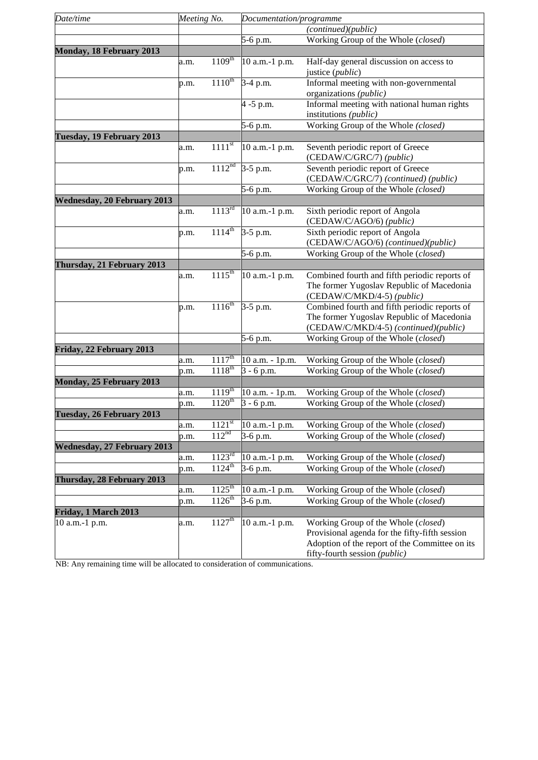| Date/time | Meeting No. | | Documentation/programme | |
|---|---|---|---|---|
| | | | | *(continued)(public)* |
| | | | 5-6 p.m. | Working Group of the Whole (*closed*) |
| **Monday, 18 February 2013** | | | | |
| | a.m. | 1109th | 10 a.m.-1 p.m. | Half-day general discussion on access to justice (*public*) |
| | p.m. | 1110th | 3-4 p.m. | Informal meeting with non-governmental organizations *(public)* |
| | | | 4 -5 p.m. | Informal meeting with national human rights institutions *(public)* |
| | | | 5-6 p.m. | Working Group of the Whole *(closed)* |
| **Tuesday, 19 February 2013** | | | | |
| | a.m. | 1111st | 10 a.m.-1 p.m. | Seventh periodic report of Greece (CEDAW/C/GRC/7) *(public)* |
| | p.m. | 1112nd | 3-5 p.m. | Seventh periodic report of Greece (CEDAW/C/GRC/7) *(continued) (public)* |
| | | | 5-6 p.m. | Working Group of the Whole *(closed)* |
| **Wednesday, 20 February 2013** | | | | |
| | a.m. | 1113rd | 10 a.m.-1 p.m. | Sixth periodic report of Angola (CEDAW/C/AGO/6) *(public)* |
| | p.m. | 1114th | 3-5 p.m. | Sixth periodic report of Angola (CEDAW/C/AGO/6) *(continued)(public)* |
| | | | 5-6 p.m. | Working Group of the Whole (*closed*) |
| **Thursday, 21 February 2013** | | | | |
| | a.m. | 1115th | 10 a.m.-1 p.m. | Combined fourth and fifth periodic reports of The former Yugoslav Republic of Macedonia (CEDAW/C/MKD/4-5) *(public)* |
| | p.m. | 1116th | 3-5 p.m. | Combined fourth and fifth periodic reports of The former Yugoslav Republic of Macedonia (CEDAW/C/MKD/4-5) *(continued)(public)* |
| | | | 5-6 p.m. | Working Group of the Whole (*closed*) |
| **Friday, 22 February 2013** | | | | |
| | a.m. | 1117th | 10 a.m. - 1p.m. | Working Group of the Whole (*closed*) |
| | p.m. | 1118th | 3 - 6 p.m. | Working Group of the Whole (*closed*) |
| **Monday, 25 February 2013** | | | | |
| | a.m. | 1119th | 10 a.m. - 1p.m. | Working Group of the Whole (*closed*) |
| | p.m. | 1120th | 3 - 6 p.m. | Working Group of the Whole (*closed*) |
| **Tuesday, 26 February 2013** | | | | |
| | a.m. | 1121st | 10 a.m.-1 p.m. | Working Group of the Whole (*closed*) |
| | p.m. | 112nd | 3-6 p.m. | Working Group of the Whole (*closed*) |
| **Wednesday, 27 February 2013** | | | | |
| | a.m. | 1123rd | 10 a.m.-1 p.m. | Working Group of the Whole (*closed*) |
| | p.m. | 1124th | 3-6 p.m. | Working Group of the Whole (*closed*) |
| **Thursday, 28 February 2013** | | | | |
| | a.m. | 1125th | 10 a.m.-1 p.m. | Working Group of the Whole (*closed*) |
| | p.m. | 1126th | 3-6 p.m. | Working Group of the Whole (*closed*) |
| **Friday, 1 March 2013** | | | | |
| 10 a.m.-1 p.m. | a.m. | 1127th | 10 a.m.-1 p.m. | Working Group of the Whole (*closed*) Provisional agenda for the fifty-fifth session Adoption of the report of the Committee on its fifty-fourth session *(public)* |

NB: Any remaining time will be allocated to consideration of communications.